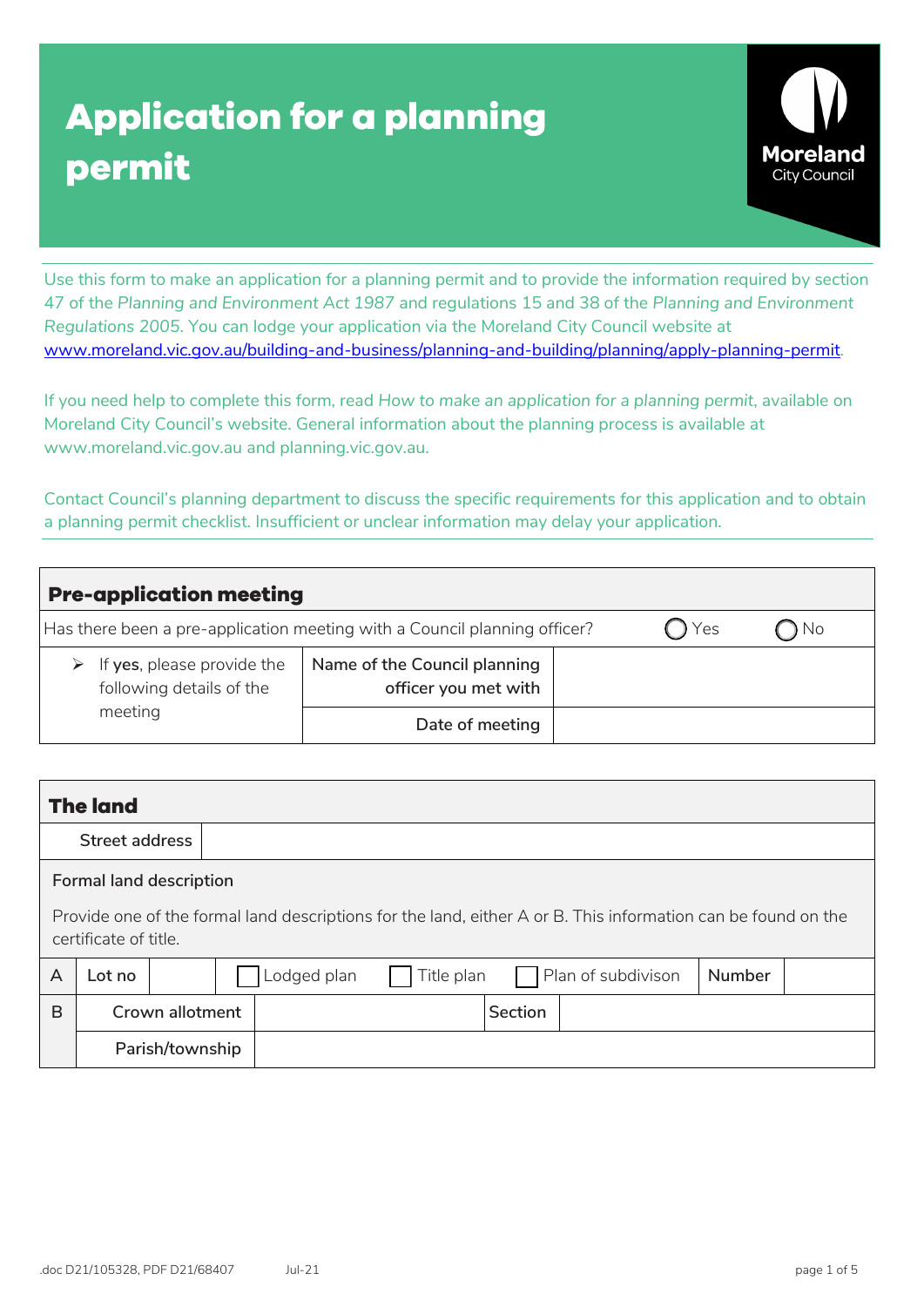# Application for a planning permit

Moreland City Council

Use this form to make an application for a planning permit and to provide the information required by section 47 of the *Planning and Environment Act 1987* and regulations 15 and 38 of the *Planning and Environment Regulations 2005*. You can lodge your application via the Moreland City Council website at [www.moreland.vic.gov.au/building-and-business/planning-and-building/planning/apply-planning-permit](www.moreland.vic.gov.au/building-and-business/planning-and-building/planning/apply-planning-permit).

If you need help to complete this form, read *How to make an application for a planning permit*, available on Moreland City Council's website. General information about the planning process is available at www.moreland.vic.gov.au and planning.vic.gov.au.

Contact Council's planning department to discuss the specific requirements for this application and to obtain a planning permit checklist. Insufficient or unclear information may delay your application.

## Pre-application meeting

| Has there been a pre-application meeting with a Council planning officer? | | ◯ Yes | ◯ No |
|---|---|---|---|
| ➢ If **yes**, please provide the following details of the meeting | Name of the Council planning officer you met with | | |
| | Date of meeting | | |

## The land

| Street address | |
|---|---|

Formal land description

Provide one of the formal land descriptions for the land, either A or B. This information can be found on the certificate of title.

| | | | | | | | |
|---|---|---|---|---|---|---|---|
| A | Lot no | | ☐ Lodged plan | ☐ Title plan | ☐ Plan of subdivison | Number | |
| B | Crown allotment | | | Section | | | |
| | Parish/township | | | | | | |

.doc D21/105328, PDF D21/68407 Jul-21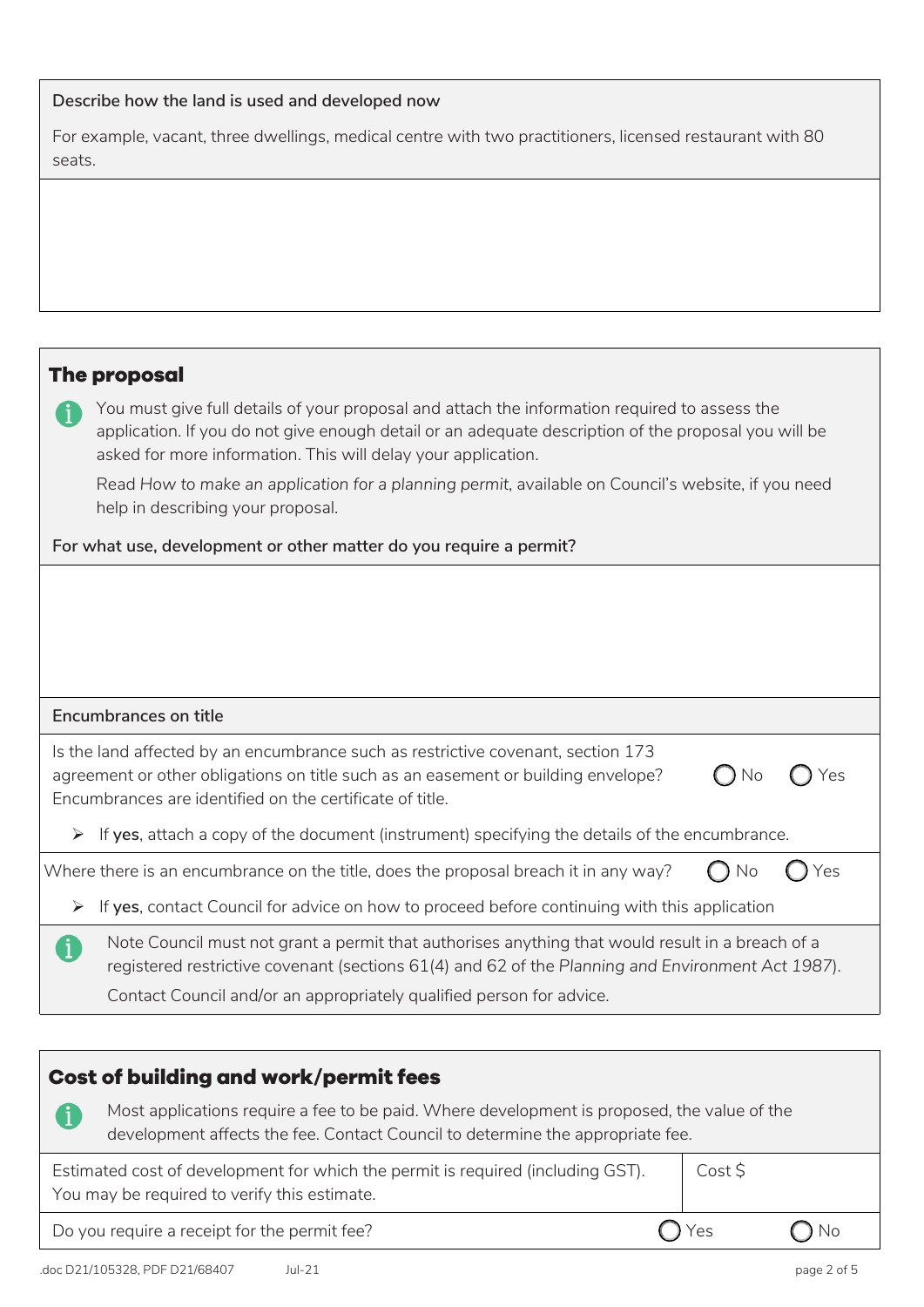**Describe how the land is used and developed now**

For example, vacant, three dwellings, medical centre with two practitioners, licensed restaurant with 80 seats.

## The proposal

ℹ You must give full details of your proposal and attach the information required to assess the application. If you do not give enough detail or an adequate description of the proposal you will be asked for more information. This will delay your application.

Read *How to make an application for a planning permit*, available on Council's website, if you need help in describing your proposal.

**For what use, development or other matter do you require a permit?**

**Encumbrances on title**

Is the land affected by an encumbrance such as restrictive covenant, section 173 agreement or other obligations on title such as an easement or building envelope? Encumbrances are identified on the certificate of title. ◯ No ◯ Yes

- If **yes**, attach a copy of the document (instrument) specifying the details of the encumbrance.

Where there is an encumbrance on the title, does the proposal breach it in any way? ◯ No ◯ Yes

- If **yes**, contact Council for advice on how to proceed before continuing with this application

ℹ Note Council must not grant a permit that authorises anything that would result in a breach of a registered restrictive covenant (sections 61(4) and 62 of the *Planning and Environment Act 1987*).

Contact Council and/or an appropriately qualified person for advice.

## Cost of building and work/permit fees

ℹ Most applications require a fee to be paid. Where development is proposed, the value of the development affects the fee. Contact Council to determine the appropriate fee.

| Estimated cost of development for which the permit is required (including GST). You may be required to verify this estimate. | Cost $ |
|---|---|
| Do you require a receipt for the permit fee? | ◯ Yes ◯ No |

.doc D21/105328, PDF D21/68407 Jul-21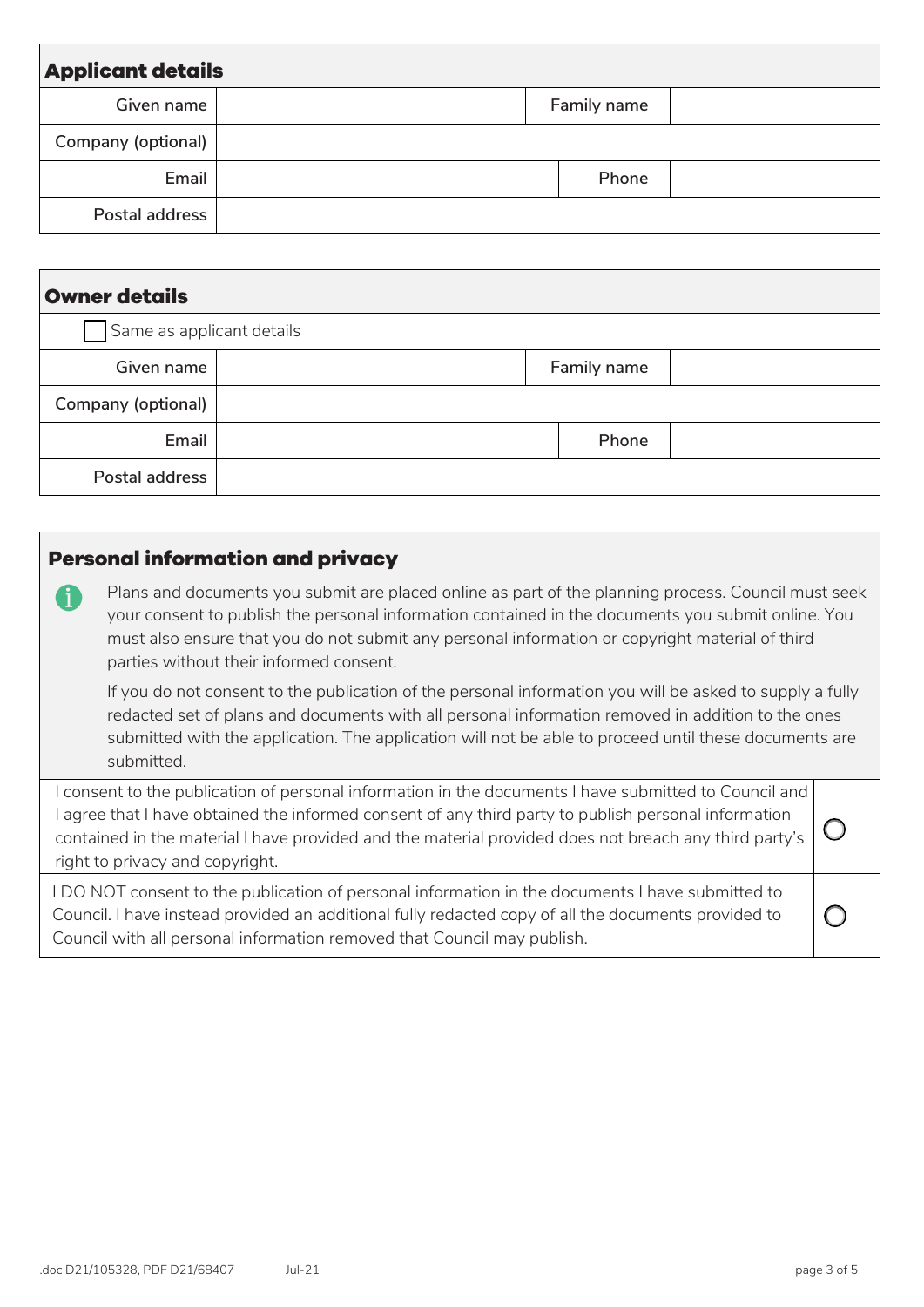## Applicant details

| Given name | | Family name | |
|---|---|---|---|
| Company (optional) | | | |
| Email | | Phone | |
| Postal address | | | |

## Owner details

☐ Same as applicant details

| Given name | | Family name | |
|---|---|---|---|
| Company (optional) | | | |
| Email | | Phone | |
| Postal address | | | |

## Personal information and privacy

Plans and documents you submit are placed online as part of the planning process. Council must seek your consent to publish the personal information contained in the documents you submit online. You must also ensure that you do not submit any personal information or copyright material of third parties without their informed consent.

If you do not consent to the publication of the personal information you will be asked to supply a fully redacted set of plans and documents with all personal information removed in addition to the ones submitted with the application. The application will not be able to proceed until these documents are submitted.

| | |
|---|---|
| I consent to the publication of personal information in the documents I have submitted to Council and I agree that I have obtained the informed consent of any third party to publish personal information contained in the material I have provided and the material provided does not breach any third party's right to privacy and copyright. | ○ |
| I DO NOT consent to the publication of personal information in the documents I have submitted to Council. I have instead provided an additional fully redacted copy of all the documents provided to Council with all personal information removed that Council may publish. | ○ |

.doc D21/105328, PDF D21/68407 Jul-21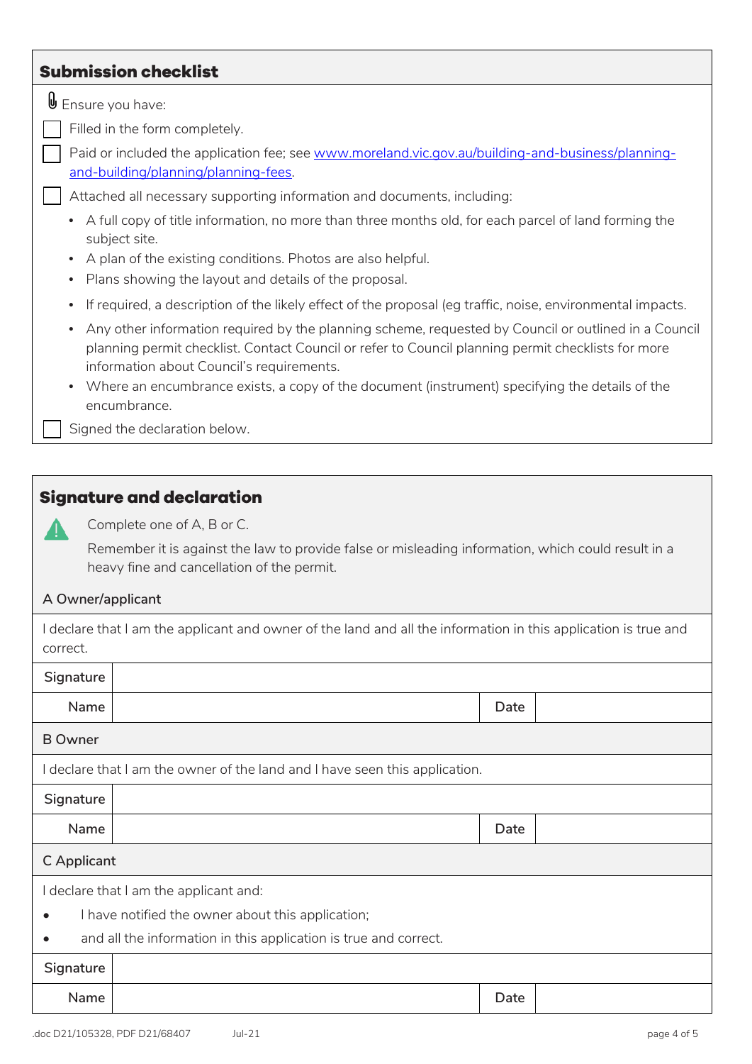## Submission checklist

Ensure you have:

- [ ] Filled in the form completely.
- [ ] Paid or included the application fee; see [www.moreland.vic.gov.au/building-and-business/planning-and-building/planning/planning-fees](www.moreland.vic.gov.au/building-and-business/planning-and-building/planning/planning-fees).
- [ ] Attached all necessary supporting information and documents, including:
  - A full copy of title information, no more than three months old, for each parcel of land forming the subject site.
  - A plan of the existing conditions. Photos are also helpful.
  - Plans showing the layout and details of the proposal.
  - If required, a description of the likely effect of the proposal (eg traffic, noise, environmental impacts.
  - Any other information required by the planning scheme, requested by Council or outlined in a Council planning permit checklist. Contact Council or refer to Council planning permit checklists for more information about Council's requirements.
  - Where an encumbrance exists, a copy of the document (instrument) specifying the details of the encumbrance.
- [ ] Signed the declaration below.

## Signature and declaration

Complete one of A, B or C.

Remember it is against the law to provide false or misleading information, which could result in a heavy fine and cancellation of the permit.

### A Owner/applicant

I declare that I am the applicant and owner of the land and all the information in this application is true and correct.

| Signature | | | |
|---|---|---|---|
| Name | | Date | |

### B Owner

I declare that I am the owner of the land and I have seen this application.

| Signature | | | |
|---|---|---|---|
| Name | | Date | |

### C Applicant

I declare that I am the applicant and:

- I have notified the owner about this application;
- and all the information in this application is true and correct.

| Signature | | | |
|---|---|---|---|
| Name | | Date | |

.doc D21/105328, PDF D21/68407 Jul-21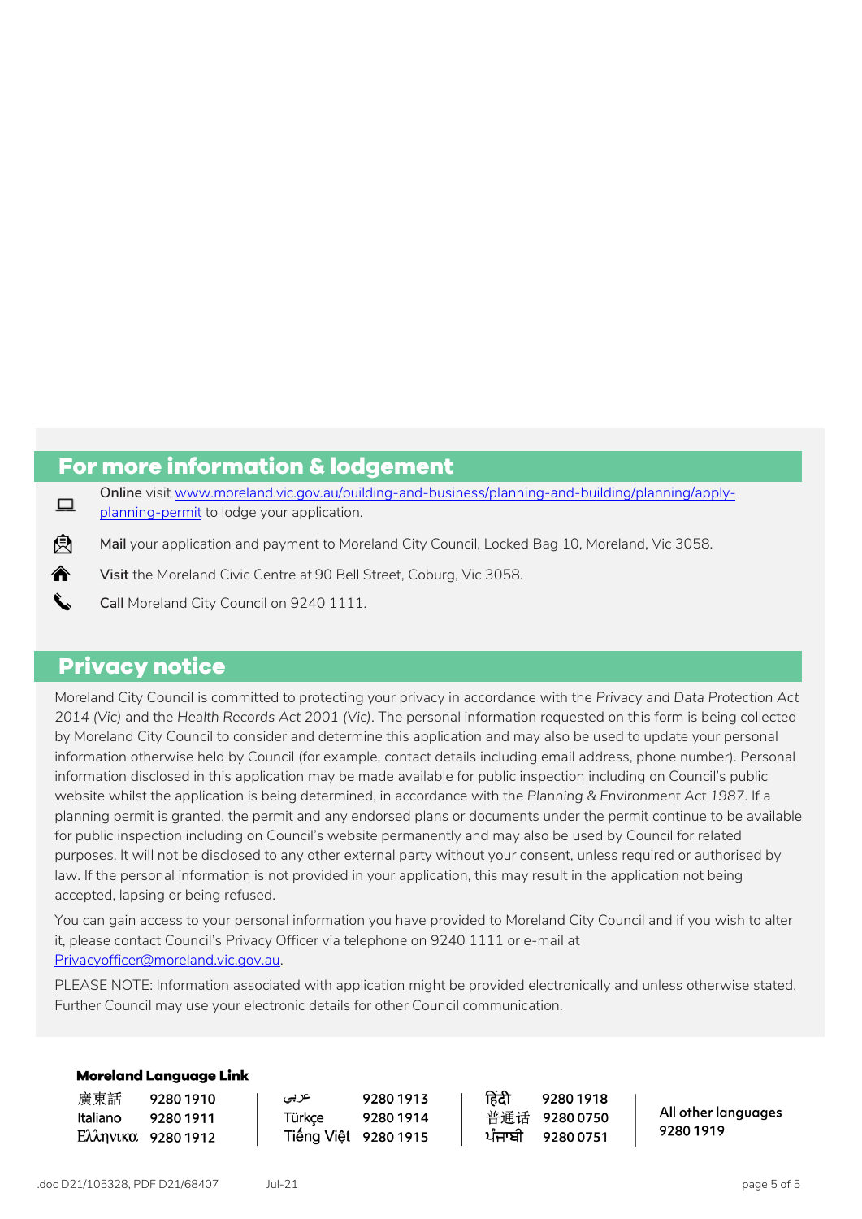## For more information & lodgement

**Online** visit www.moreland.vic.gov.au/building-and-business/planning-and-building/planning/apply-planning-permit to lodge your application.

**Mail** your application and payment to Moreland City Council, Locked Bag 10, Moreland, Vic 3058.

**Visit** the Moreland Civic Centre at 90 Bell Street, Coburg, Vic 3058.

**Call** Moreland City Council on 9240 1111.

## Privacy notice

Moreland City Council is committed to protecting your privacy in accordance with the *Privacy and Data Protection Act 2014 (Vic)* and the *Health Records Act 2001 (Vic)*. The personal information requested on this form is being collected by Moreland City Council to consider and determine this application and may also be used to update your personal information otherwise held by Council (for example, contact details including email address, phone number). Personal information disclosed in this application may be made available for public inspection including on Council's public website whilst the application is being determined, in accordance with the *Planning & Environment Act 1987*. If a planning permit is granted, the permit and any endorsed plans or documents under the permit continue to be available for public inspection including on Council's website permanently and may also be used by Council for related purposes. It will not be disclosed to any other external party without your consent, unless required or authorised by law. If the personal information is not provided in your application, this may result in the application not being accepted, lapsing or being refused.

You can gain access to your personal information you have provided to Moreland City Council and if you wish to alter it, please contact Council's Privacy Officer via telephone on 9240 1111 or e-mail at Privacyofficer@moreland.vic.gov.au.

PLEASE NOTE: Information associated with application might be provided electronically and unless otherwise stated, Further Council may use your electronic details for other Council communication.

**Moreland Language Link**

| | | | | | | |
|---|---|---|---|---|---|---|
| 廣東話 | 9280 1910 | عربي | 9280 1913 | हिंदी | 9280 1918 | All other languages 9280 1919 |
| Italiano | 9280 1911 | Türkçe | 9280 1914 | 普通话 | 9280 0750 | |
| Ελληνικα | 9280 1912 | Tiếng Việt | 9280 1915 | ਪੰਜਾਬੀ | 9280 0751 | |

.doc D21/105328, PDF D21/68407 Jul-21